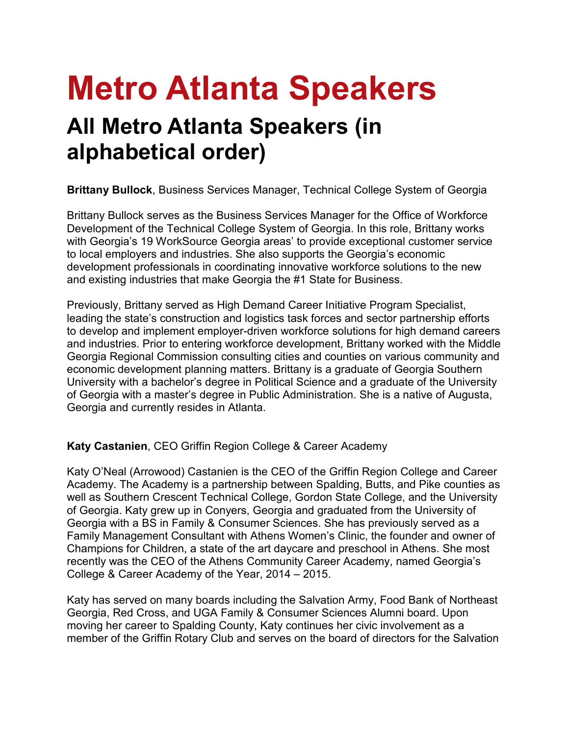# Metro Atlanta Speakers

## All Metro Atlanta Speakers (in alphabetical order)

**Brittany Bullock**, Business Services Manager, Technical College System of Georgia

Brittany Bullock serves as the Business Services Manager for the Office of Workforce Development of the Technical College System of Georgia. In this role, Brittany works with Georgia's 19 WorkSource Georgia areas' to provide exceptional customer service to local employers and industries. She also supports the Georgia's economic development professionals in coordinating innovative workforce solutions to the new and existing industries that make Georgia the #1 State for Business.

Previously, Brittany served as High Demand Career Initiative Program Specialist, leading the state's construction and logistics task forces and sector partnership efforts to develop and implement employer-driven workforce solutions for high demand careers and industries. Prior to entering workforce development, Brittany worked with the Middle Georgia Regional Commission consulting cities and counties on various community and economic development planning matters. Brittany is a graduate of Georgia Southern University with a bachelor's degree in Political Science and a graduate of the University of Georgia with a master's degree in Public Administration. She is a native of Augusta, Georgia and currently resides in Atlanta.

**Katy Castanien**, CEO Griffin Region College & Career Academy

Katy O'Neal (Arrowood) Castanien is the CEO of the Griffin Region College and Career Academy. The Academy is a partnership between Spalding, Butts, and Pike counties as well as Southern Crescent Technical College, Gordon State College, and the University of Georgia. Katy grew up in Conyers, Georgia and graduated from the University of Georgia with a BS in Family & Consumer Sciences. She has previously served as a Family Management Consultant with Athens Women's Clinic, the founder and owner of Champions for Children, a state of the art daycare and preschool in Athens. She most recently was the CEO of the Athens Community Career Academy, named Georgia's College & Career Academy of the Year, 2014 – 2015.

Katy has served on many boards including the Salvation Army, Food Bank of Northeast Georgia, Red Cross, and UGA Family & Consumer Sciences Alumni board. Upon moving her career to Spalding County, Katy continues her civic involvement as a member of the Griffin Rotary Club and serves on the board of directors for the Salvation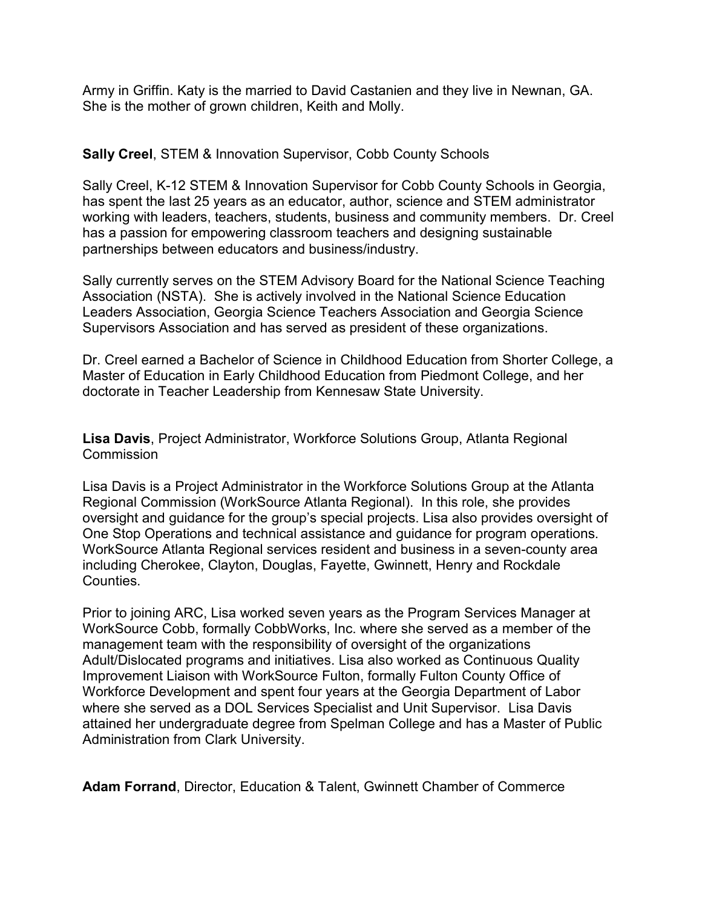Army in Griffin. Katy is the married to David Castanien and they live in Newnan, GA. She is the mother of grown children, Keith and Molly.

**Sally Creel**, STEM & Innovation Supervisor, Cobb County Schools

Sally Creel, K-12 STEM & Innovation Supervisor for Cobb County Schools in Georgia, has spent the last 25 years as an educator, author, science and STEM administrator working with leaders, teachers, students, business and community members. Dr. Creel has a passion for empowering classroom teachers and designing sustainable partnerships between educators and business/industry.

Sally currently serves on the STEM Advisory Board for the National Science Teaching Association (NSTA). She is actively involved in the National Science Education Leaders Association, Georgia Science Teachers Association and Georgia Science Supervisors Association and has served as president of these organizations.

Dr. Creel earned a Bachelor of Science in Childhood Education from Shorter College, a Master of Education in Early Childhood Education from Piedmont College, and her doctorate in Teacher Leadership from Kennesaw State University.

**Lisa Davis**, Project Administrator, Workforce Solutions Group, Atlanta Regional Commission

Lisa Davis is a Project Administrator in the Workforce Solutions Group at the Atlanta Regional Commission (WorkSource Atlanta Regional). In this role, she provides oversight and guidance for the group's special projects. Lisa also provides oversight of One Stop Operations and technical assistance and guidance for program operations. WorkSource Atlanta Regional services resident and business in a seven-county area including Cherokee, Clayton, Douglas, Fayette, Gwinnett, Henry and Rockdale Counties.

Prior to joining ARC, Lisa worked seven years as the Program Services Manager at WorkSource Cobb, formally CobbWorks, Inc. where she served as a member of the management team with the responsibility of oversight of the organizations Adult/Dislocated programs and initiatives. Lisa also worked as Continuous Quality Improvement Liaison with WorkSource Fulton, formally Fulton County Office of Workforce Development and spent four years at the Georgia Department of Labor where she served as a DOL Services Specialist and Unit Supervisor. Lisa Davis attained her undergraduate degree from Spelman College and has a Master of Public Administration from Clark University.

**Adam Forrand**, Director, Education & Talent, Gwinnett Chamber of Commerce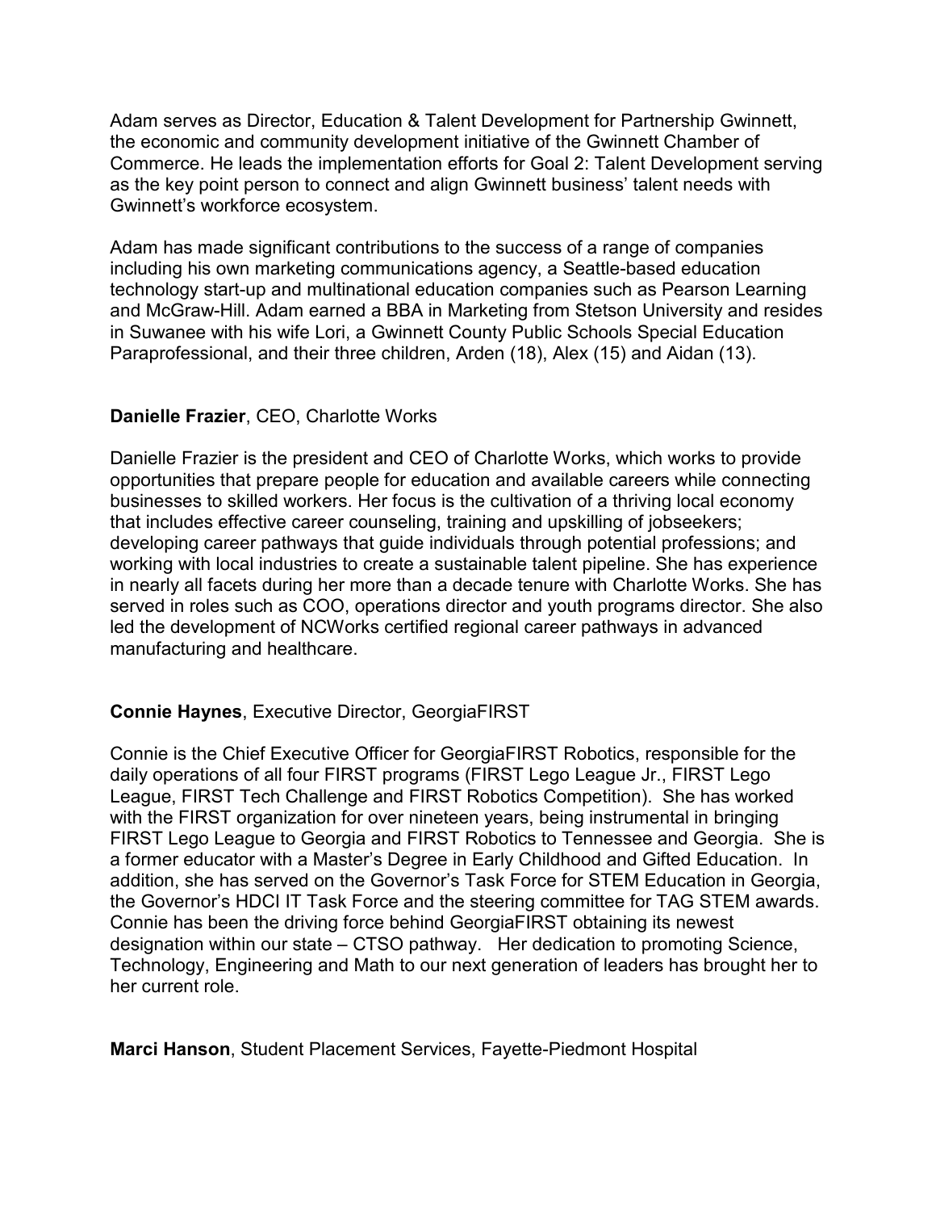Adam serves as Director, Education & Talent Development for Partnership Gwinnett, the economic and community development initiative of the Gwinnett Chamber of Commerce. He leads the implementation efforts for Goal 2: Talent Development serving as the key point person to connect and align Gwinnett business' talent needs with Gwinnett's workforce ecosystem.

Adam has made significant contributions to the success of a range of companies including his own marketing communications agency, a Seattle-based education technology start-up and multinational education companies such as Pearson Learning and McGraw-Hill. Adam earned a BBA in Marketing from Stetson University and resides in Suwanee with his wife Lori, a Gwinnett County Public Schools Special Education Paraprofessional, and their three children, Arden (18), Alex (15) and Aidan (13).

**Danielle Frazier**, CEO, Charlotte Works

Danielle Frazier is the president and CEO of Charlotte Works, which works to provide opportunities that prepare people for education and available careers while connecting businesses to skilled workers. Her focus is the cultivation of a thriving local economy that includes effective career counseling, training and upskilling of jobseekers; developing career pathways that guide individuals through potential professions; and working with local industries to create a sustainable talent pipeline. She has experience in nearly all facets during her more than a decade tenure with Charlotte Works. She has served in roles such as COO, operations director and youth programs director. She also led the development of NCWorks certified regional career pathways in advanced manufacturing and healthcare.

**Connie Haynes**, Executive Director, GeorgiaFIRST

Connie is the Chief Executive Officer for GeorgiaFIRST Robotics, responsible for the daily operations of all four FIRST programs (FIRST Lego League Jr., FIRST Lego League, FIRST Tech Challenge and FIRST Robotics Competition). She has worked with the FIRST organization for over nineteen years, being instrumental in bringing FIRST Lego League to Georgia and FIRST Robotics to Tennessee and Georgia. She is a former educator with a Master's Degree in Early Childhood and Gifted Education. In addition, she has served on the Governor's Task Force for STEM Education in Georgia, the Governor's HDCI IT Task Force and the steering committee for TAG STEM awards. Connie has been the driving force behind GeorgiaFIRST obtaining its newest designation within our state – CTSO pathway. Her dedication to promoting Science, Technology, Engineering and Math to our next generation of leaders has brought her to her current role.

**Marci Hanson**, Student Placement Services, Fayette-Piedmont Hospital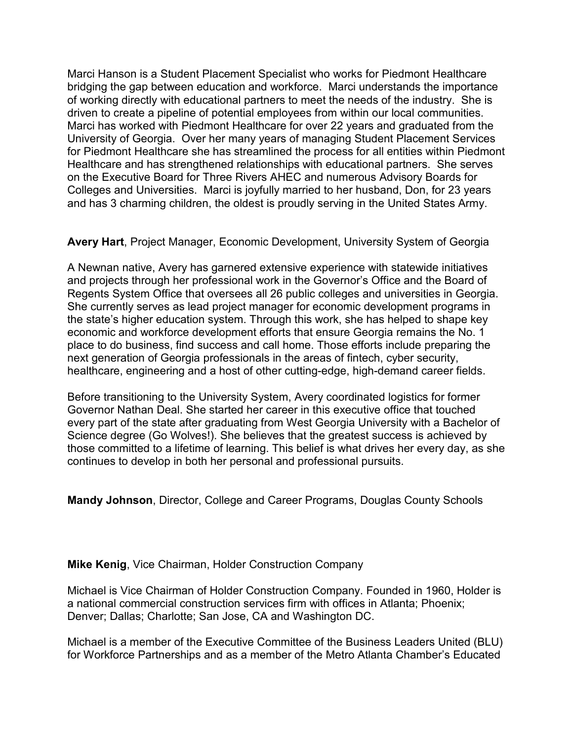Marci Hanson is a Student Placement Specialist who works for Piedmont Healthcare bridging the gap between education and workforce. Marci understands the importance of working directly with educational partners to meet the needs of the industry. She is driven to create a pipeline of potential employees from within our local communities. Marci has worked with Piedmont Healthcare for over 22 years and graduated from the University of Georgia. Over her many years of managing Student Placement Services for Piedmont Healthcare she has streamlined the process for all entities within Piedmont Healthcare and has strengthened relationships with educational partners. She serves on the Executive Board for Three Rivers AHEC and numerous Advisory Boards for Colleges and Universities. Marci is joyfully married to her husband, Don, for 23 years and has 3 charming children, the oldest is proudly serving in the United States Army.

**Avery Hart**, Project Manager, Economic Development, University System of Georgia

A Newnan native, Avery has garnered extensive experience with statewide initiatives and projects through her professional work in the Governor's Office and the Board of Regents System Office that oversees all 26 public colleges and universities in Georgia. She currently serves as lead project manager for economic development programs in the state's higher education system. Through this work, she has helped to shape key economic and workforce development efforts that ensure Georgia remains the No. 1 place to do business, find success and call home. Those efforts include preparing the next generation of Georgia professionals in the areas of fintech, cyber security, healthcare, engineering and a host of other cutting-edge, high-demand career fields.

Before transitioning to the University System, Avery coordinated logistics for former Governor Nathan Deal. She started her career in this executive office that touched every part of the state after graduating from West Georgia University with a Bachelor of Science degree (Go Wolves!). She believes that the greatest success is achieved by those committed to a lifetime of learning. This belief is what drives her every day, as she continues to develop in both her personal and professional pursuits.

**Mandy Johnson**, Director, College and Career Programs, Douglas County Schools

**Mike Kenig**, Vice Chairman, Holder Construction Company

Michael is Vice Chairman of Holder Construction Company. Founded in 1960, Holder is a national commercial construction services firm with offices in Atlanta; Phoenix; Denver; Dallas; Charlotte; San Jose, CA and Washington DC.

Michael is a member of the Executive Committee of the Business Leaders United (BLU) for Workforce Partnerships and as a member of the Metro Atlanta Chamber's Educated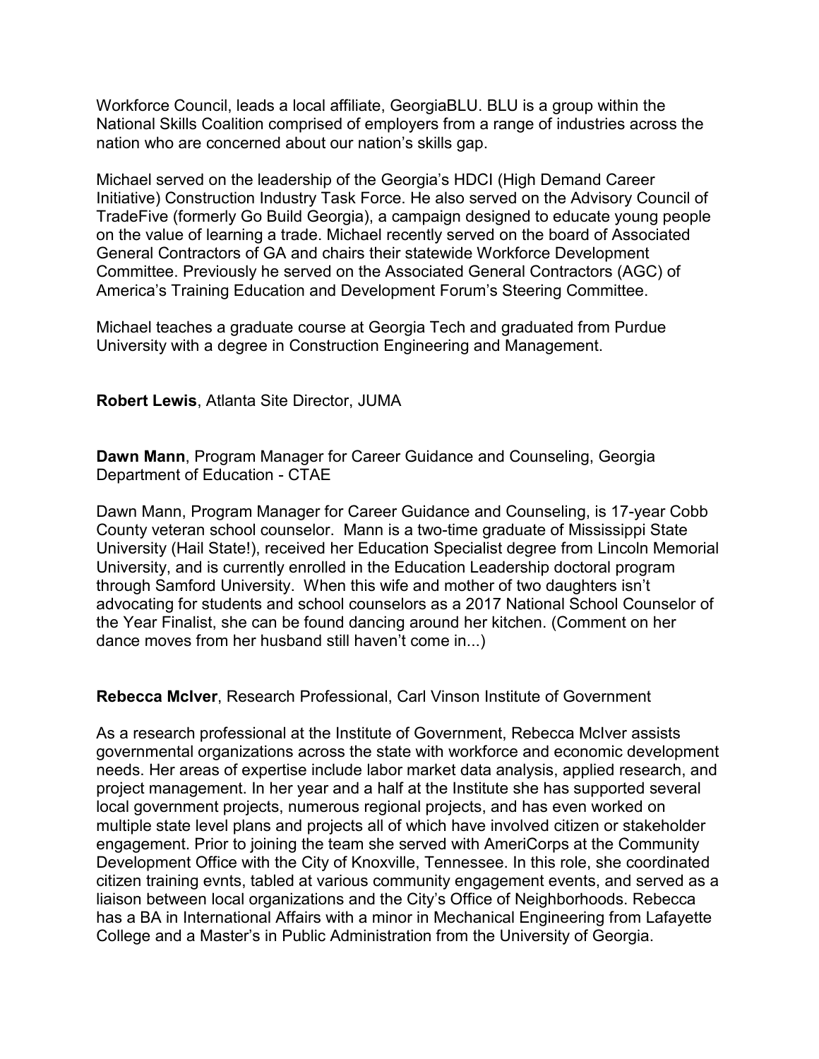Workforce Council, leads a local affiliate, GeorgiaBLU. BLU is a group within the National Skills Coalition comprised of employers from a range of industries across the nation who are concerned about our nation's skills gap.

Michael served on the leadership of the Georgia's HDCI (High Demand Career Initiative) Construction Industry Task Force. He also served on the Advisory Council of TradeFive (formerly Go Build Georgia), a campaign designed to educate young people on the value of learning a trade. Michael recently served on the board of Associated General Contractors of GA and chairs their statewide Workforce Development Committee. Previously he served on the Associated General Contractors (AGC) of America's Training Education and Development Forum's Steering Committee.

Michael teaches a graduate course at Georgia Tech and graduated from Purdue University with a degree in Construction Engineering and Management.

**Robert Lewis**, Atlanta Site Director, JUMA

**Dawn Mann**, Program Manager for Career Guidance and Counseling, Georgia Department of Education - CTAE

Dawn Mann, Program Manager for Career Guidance and Counseling, is 17-year Cobb County veteran school counselor. Mann is a two-time graduate of Mississippi State University (Hail State!), received her Education Specialist degree from Lincoln Memorial University, and is currently enrolled in the Education Leadership doctoral program through Samford University. When this wife and mother of two daughters isn't advocating for students and school counselors as a 2017 National School Counselor of the Year Finalist, she can be found dancing around her kitchen. (Comment on her dance moves from her husband still haven't come in...)

**Rebecca McIver**, Research Professional, Carl Vinson Institute of Government

As a research professional at the Institute of Government, Rebecca McIver assists governmental organizations across the state with workforce and economic development needs. Her areas of expertise include labor market data analysis, applied research, and project management. In her year and a half at the Institute she has supported several local government projects, numerous regional projects, and has even worked on multiple state level plans and projects all of which have involved citizen or stakeholder engagement. Prior to joining the team she served with AmeriCorps at the Community Development Office with the City of Knoxville, Tennessee. In this role, she coordinated citizen training evnts, tabled at various community engagement events, and served as a liaison between local organizations and the City's Office of Neighborhoods. Rebecca has a BA in International Affairs with a minor in Mechanical Engineering from Lafayette College and a Master's in Public Administration from the University of Georgia.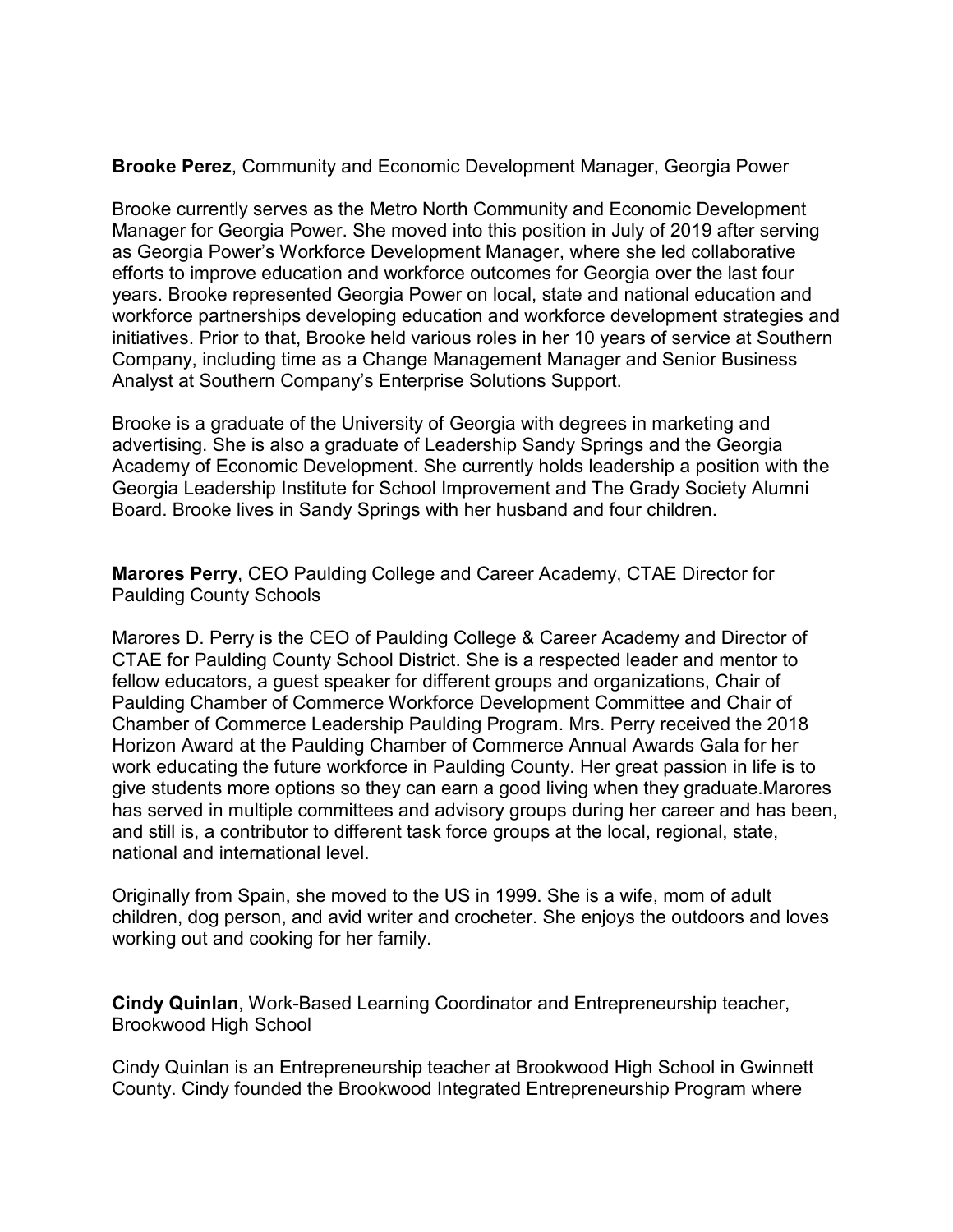**Brooke Perez**, Community and Economic Development Manager, Georgia Power

Brooke currently serves as the Metro North Community and Economic Development Manager for Georgia Power. She moved into this position in July of 2019 after serving as Georgia Power's Workforce Development Manager, where she led collaborative efforts to improve education and workforce outcomes for Georgia over the last four years. Brooke represented Georgia Power on local, state and national education and workforce partnerships developing education and workforce development strategies and initiatives. Prior to that, Brooke held various roles in her 10 years of service at Southern Company, including time as a Change Management Manager and Senior Business Analyst at Southern Company's Enterprise Solutions Support.

Brooke is a graduate of the University of Georgia with degrees in marketing and advertising. She is also a graduate of Leadership Sandy Springs and the Georgia Academy of Economic Development. She currently holds leadership a position with the Georgia Leadership Institute for School Improvement and The Grady Society Alumni Board. Brooke lives in Sandy Springs with her husband and four children.

**Marores Perry**, CEO Paulding College and Career Academy, CTAE Director for Paulding County Schools

Marores D. Perry is the CEO of Paulding College & Career Academy and Director of CTAE for Paulding County School District. She is a respected leader and mentor to fellow educators, a guest speaker for different groups and organizations, Chair of Paulding Chamber of Commerce Workforce Development Committee and Chair of Chamber of Commerce Leadership Paulding Program. Mrs. Perry received the 2018 Horizon Award at the Paulding Chamber of Commerce Annual Awards Gala for her work educating the future workforce in Paulding County. Her great passion in life is to give students more options so they can earn a good living when they graduate.Marores has served in multiple committees and advisory groups during her career and has been, and still is, a contributor to different task force groups at the local, regional, state, national and international level.

Originally from Spain, she moved to the US in 1999. She is a wife, mom of adult children, dog person, and avid writer and crocheter. She enjoys the outdoors and loves working out and cooking for her family.

**Cindy Quinlan**, Work-Based Learning Coordinator and Entrepreneurship teacher, Brookwood High School

Cindy Quinlan is an Entrepreneurship teacher at Brookwood High School in Gwinnett County. Cindy founded the Brookwood Integrated Entrepreneurship Program where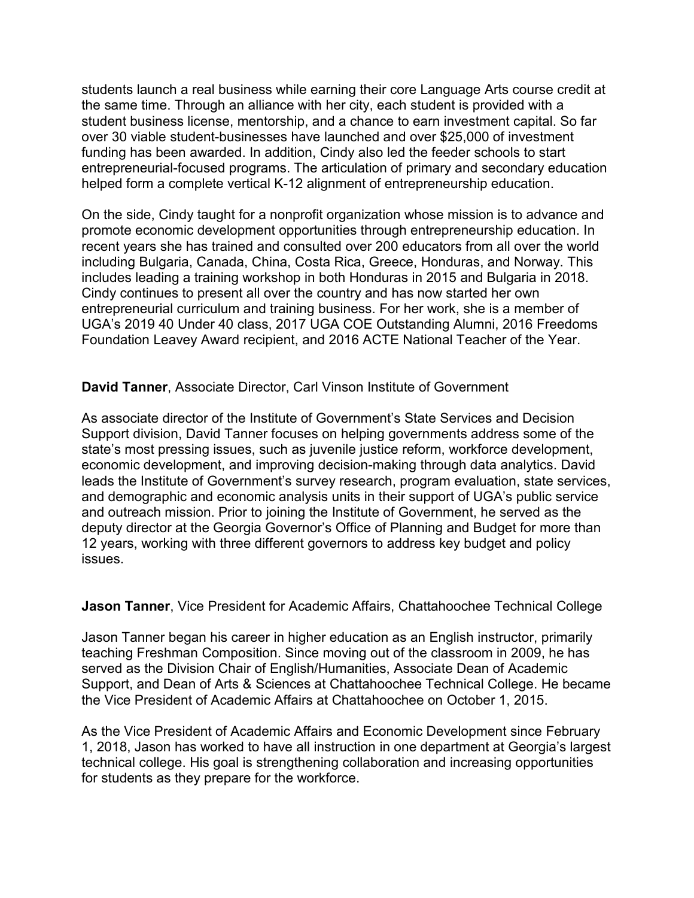students launch a real business while earning their core Language Arts course credit at the same time. Through an alliance with her city, each student is provided with a student business license, mentorship, and a chance to earn investment capital. So far over 30 viable student-businesses have launched and over $25,000 of investment funding has been awarded. In addition, Cindy also led the feeder schools to start entrepreneurial-focused programs. The articulation of primary and secondary education helped form a complete vertical K-12 alignment of entrepreneurship education.

On the side, Cindy taught for a nonprofit organization whose mission is to advance and promote economic development opportunities through entrepreneurship education. In recent years she has trained and consulted over 200 educators from all over the world including Bulgaria, Canada, China, Costa Rica, Greece, Honduras, and Norway. This includes leading a training workshop in both Honduras in 2015 and Bulgaria in 2018. Cindy continues to present all over the country and has now started her own entrepreneurial curriculum and training business. For her work, she is a member of UGA's 2019 40 Under 40 class, 2017 UGA COE Outstanding Alumni, 2016 Freedoms Foundation Leavey Award recipient, and 2016 ACTE National Teacher of the Year.

**David Tanner**, Associate Director, Carl Vinson Institute of Government

As associate director of the Institute of Government's State Services and Decision Support division, David Tanner focuses on helping governments address some of the state's most pressing issues, such as juvenile justice reform, workforce development, economic development, and improving decision-making through data analytics. David leads the Institute of Government's survey research, program evaluation, state services, and demographic and economic analysis units in their support of UGA's public service and outreach mission. Prior to joining the Institute of Government, he served as the deputy director at the Georgia Governor's Office of Planning and Budget for more than 12 years, working with three different governors to address key budget and policy issues.

**Jason Tanner**, Vice President for Academic Affairs, Chattahoochee Technical College

Jason Tanner began his career in higher education as an English instructor, primarily teaching Freshman Composition. Since moving out of the classroom in 2009, he has served as the Division Chair of English/Humanities, Associate Dean of Academic Support, and Dean of Arts & Sciences at Chattahoochee Technical College. He became the Vice President of Academic Affairs at Chattahoochee on October 1, 2015.

As the Vice President of Academic Affairs and Economic Development since February 1, 2018, Jason has worked to have all instruction in one department at Georgia's largest technical college. His goal is strengthening collaboration and increasing opportunities for students as they prepare for the workforce.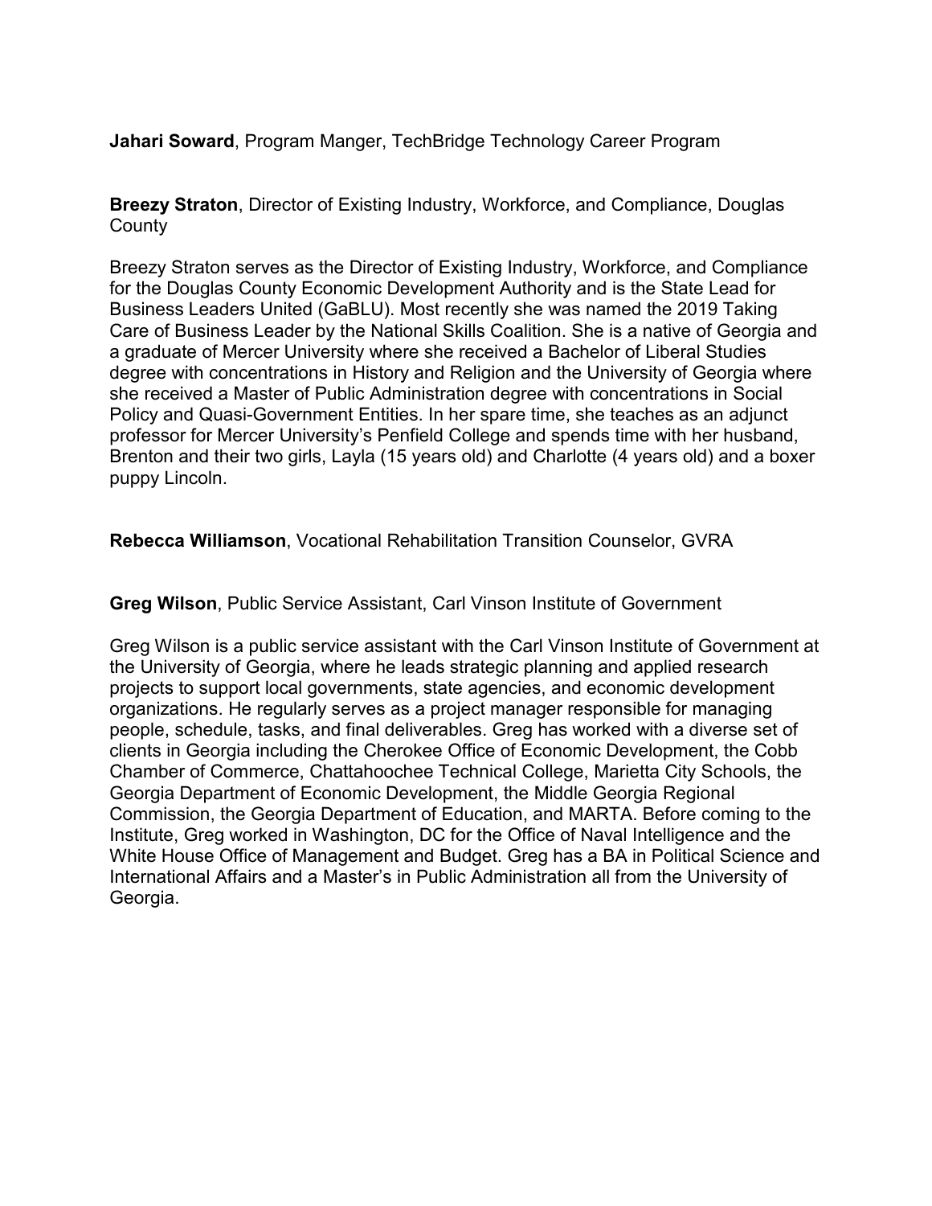**Jahari Soward**, Program Manger, TechBridge Technology Career Program

**Breezy Straton**, Director of Existing Industry, Workforce, and Compliance, Douglas County

Breezy Straton serves as the Director of Existing Industry, Workforce, and Compliance for the Douglas County Economic Development Authority and is the State Lead for Business Leaders United (GaBLU). Most recently she was named the 2019 Taking Care of Business Leader by the National Skills Coalition. She is a native of Georgia and a graduate of Mercer University where she received a Bachelor of Liberal Studies degree with concentrations in History and Religion and the University of Georgia where she received a Master of Public Administration degree with concentrations in Social Policy and Quasi-Government Entities. In her spare time, she teaches as an adjunct professor for Mercer University's Penfield College and spends time with her husband, Brenton and their two girls, Layla (15 years old) and Charlotte (4 years old) and a boxer puppy Lincoln.

**Rebecca Williamson**, Vocational Rehabilitation Transition Counselor, GVRA

**Greg Wilson**, Public Service Assistant, Carl Vinson Institute of Government

Greg Wilson is a public service assistant with the Carl Vinson Institute of Government at the University of Georgia, where he leads strategic planning and applied research projects to support local governments, state agencies, and economic development organizations. He regularly serves as a project manager responsible for managing people, schedule, tasks, and final deliverables. Greg has worked with a diverse set of clients in Georgia including the Cherokee Office of Economic Development, the Cobb Chamber of Commerce, Chattahoochee Technical College, Marietta City Schools, the Georgia Department of Economic Development, the Middle Georgia Regional Commission, the Georgia Department of Education, and MARTA. Before coming to the Institute, Greg worked in Washington, DC for the Office of Naval Intelligence and the White House Office of Management and Budget. Greg has a BA in Political Science and International Affairs and a Master's in Public Administration all from the University of Georgia.